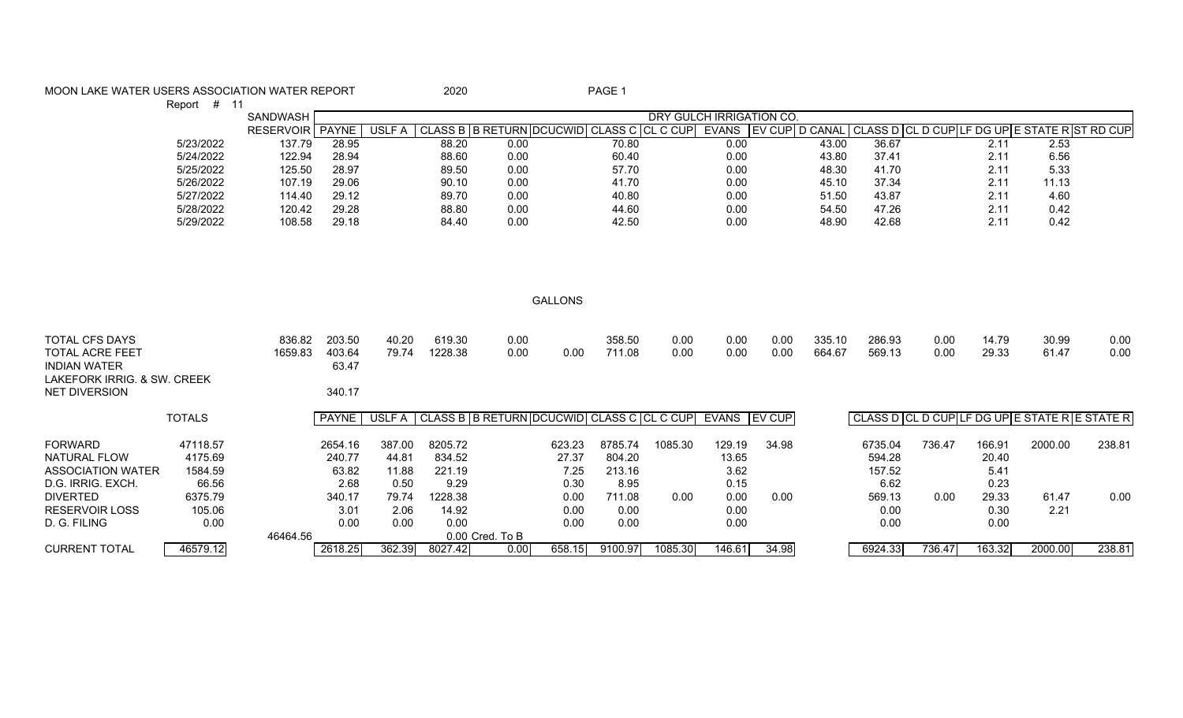MOON LAKE WATER USERS ASSOCIATION WATER REPORT 2020

Report # 11

| | SANDWASH | | | | | | | DRY GULCH IRRIGATION CO. | | | | | | | | |
|---|---|---|---|---|---|---|---|---|---|---|---|---|---|---|---|---|
| | RESERVOIR | PAYNE | USLF A | CLASS B | B RETURN | DCUCWID | CLASS C | CL C CUP | EVANS | EV CUP | D CANAL | CLASS D | CL D CUP | LF DG UP | E STATE R | ST RD CUP |
| 5/23/2022 | 137.79 | 28.95 | | 88.20 | 0.00 | | 70.80 | | 0.00 | | 43.00 | 36.67 | | 2.11 | 2.53 | |
| 5/24/2022 | 122.94 | 28.94 | | 88.60 | 0.00 | | 60.40 | | 0.00 | | 43.80 | 37.41 | | 2.11 | 6.56 | |
| 5/25/2022 | 125.50 | 28.97 | | 89.50 | 0.00 | | 57.70 | | 0.00 | | 48.30 | 41.70 | | 2.11 | 5.33 | |
| 5/26/2022 | 107.19 | 29.06 | | 90.10 | 0.00 | | 41.70 | | 0.00 | | 45.10 | 37.34 | | 2.11 | 11.13 | |
| 5/27/2022 | 114.40 | 29.12 | | 89.70 | 0.00 | | 40.80 | | 0.00 | | 51.50 | 43.87 | | 2.11 | 4.60 | |
| 5/28/2022 | 120.42 | 29.28 | | 88.80 | 0.00 | | 44.60 | | 0.00 | | 54.50 | 47.26 | | 2.11 | 0.42 | |
| 5/29/2022 | 108.58 | 29.18 | | 84.40 | 0.00 | | 42.50 | | 0.00 | | 48.90 | 42.68 | | 2.11 | 0.42 | |

GALLONS

| | SANDWASH RESERVOIR | PAYNE | USLF A | CLASS B | B RETURN | DCUCWID | CLASS C | CL C CUP | EVANS | EV CUP | D CANAL | CLASS D | CL D CUP | LF DG UP | E STATE R | ST RD CUP |
|---|---|---|---|---|---|---|---|---|---|---|---|---|---|---|---|---|
| TOTAL CFS DAYS | 836.82 | 203.50 | 40.20 | 619.30 | 0.00 | | 358.50 | 0.00 | 0.00 | 0.00 | 335.10 | 286.93 | 0.00 | 14.79 | 30.99 | 0.00 |
| TOTAL ACRE FEET | 1659.83 | 403.64 | 79.74 | 1228.38 | 0.00 | 0.00 | 711.08 | 0.00 | 0.00 | 0.00 | 664.67 | 569.13 | 0.00 | 29.33 | 61.47 | 0.00 |
| INDIAN WATER | | 63.47 | | | | | | | | | | | | | | |
| LAKEFORK IRRIG. & SW. CREEK | | | | | | | | | | | | | | | | |
| NET DIVERSION | | 340.17 | | | | | | | | | | | | | | |

| | TOTALS | | PAYNE | USLF A | CLASS B | B RETURN | DCUCWID | CLASS C | CL C CUP | EVANS | EV CUP | | CLASS D | CL D CUP | LF DG UP | E STATE R | E STATE R |
|---|---|---|---|---|---|---|---|---|---|---|---|---|---|---|---|---|---|
| FORWARD | 47118.57 | | 2654.16 | 387.00 | 8205.72 | | 623.23 | 8785.74 | 1085.30 | 129.19 | 34.98 | | 6735.04 | 736.47 | 166.91 | 2000.00 | 238.81 |
| NATURAL FLOW | 4175.69 | | 240.77 | 44.81 | 834.52 | | 27.37 | 804.20 | | 13.65 | | | 594.28 | | 20.40 | | |
| ASSOCIATION WATER | 1584.59 | | 63.82 | 11.88 | 221.19 | | 7.25 | 213.16 | | 3.62 | | | 157.52 | | 5.41 | | |
| D.G. IRRIG. EXCH. | 66.56 | | 2.68 | 0.50 | 9.29 | | 0.30 | 8.95 | | 0.15 | | | 6.62 | | 0.23 | | |
| DIVERTED | 6375.79 | | 340.17 | 79.74 | 1228.38 | | 0.00 | 711.08 | 0.00 | 0.00 | 0.00 | | 569.13 | 0.00 | 29.33 | 61.47 | 0.00 |
| RESERVOIR LOSS | 105.06 | | 3.01 | 2.06 | 14.92 | | 0.00 | 0.00 | | 0.00 | | | 0.00 | | 0.30 | 2.21 | |
| D. G. FILING | 0.00 | | 0.00 | 0.00 | 0.00 | | 0.00 | 0.00 | | 0.00 | | | 0.00 | | 0.00 | | |
| | | 46464.56 | | | 0.00 | Cred. To B | | | | | | | | | | | |
| CURRENT TOTAL | 46579.12 | | 2618.25 | 362.39 | 8027.42 | 0.00 | 658.15 | 9100.97 | 1085.30 | 146.61 | 34.98 | | 6924.33 | 736.47 | 163.32 | 2000.00 | 238.81 |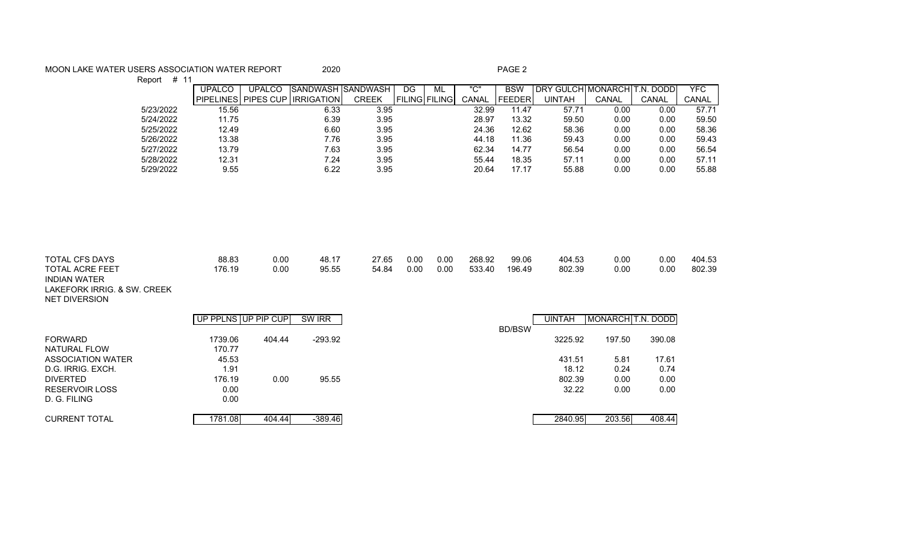MOON LAKE WATER USERS ASSOCIATION WATER REPORT 2020 PAGE 2

Report # 11

| | UPALCO PIPELINES | UPALCO PIPES CUP | SANDWASH IRRIGATION | SANDWASH CREEK | DG FILING | ML FILING | "C" CANAL | BSW FEEDER | DRY GULCH UINTAH | MONARCH CANAL | T.N. DODD CANAL | YFC CANAL |
|---|---|---|---|---|---|---|---|---|---|---|---|---|
| 5/23/2022 | 15.56 | | 6.33 | 3.95 | | | 32.99 | 11.47 | 57.71 | 0.00 | 0.00 | 57.71 |
| 5/24/2022 | 11.75 | | 6.39 | 3.95 | | | 28.97 | 13.32 | 59.50 | 0.00 | 0.00 | 59.50 |
| 5/25/2022 | 12.49 | | 6.60 | 3.95 | | | 24.36 | 12.62 | 58.36 | 0.00 | 0.00 | 58.36 |
| 5/26/2022 | 13.38 | | 7.76 | 3.95 | | | 44.18 | 11.36 | 59.43 | 0.00 | 0.00 | 59.43 |
| 5/27/2022 | 13.79 | | 7.63 | 3.95 | | | 62.34 | 14.77 | 56.54 | 0.00 | 0.00 | 56.54 |
| 5/28/2022 | 12.31 | | 7.24 | 3.95 | | | 55.44 | 18.35 | 57.11 | 0.00 | 0.00 | 57.11 |
| 5/29/2022 | 9.55 | | 6.22 | 3.95 | | | 20.64 | 17.17 | 55.88 | 0.00 | 0.00 | 55.88 |
| TOTAL CFS DAYS | 88.83 | 0.00 | 48.17 | 27.65 | 0.00 | 0.00 | 268.92 | 99.06 | 404.53 | 0.00 | 0.00 | 404.53 |
| TOTAL ACRE FEET | 176.19 | 0.00 | 95.55 | 54.84 | 0.00 | 0.00 | 533.40 | 196.49 | 802.39 | 0.00 | 0.00 | 802.39 |
| INDIAN WATER | | | | | | | | | | | | |
| LAKEFORK IRRIG. & SW. CREEK | | | | | | | | | | | | |
| NET DIVERSION | | | | | | | | | | | | |

| | UP PPLNS | UP PIP CUP | SW IRR | BD/BSW | UINTAH | MONARCH | T.N. DODD |
|---|---|---|---|---|---|---|---|
| FORWARD | 1739.06 | 404.44 | -293.92 | | 3225.92 | 197.50 | 390.08 |
| NATURAL FLOW | 170.77 | | | | | | |
| ASSOCIATION WATER | 45.53 | | | | 431.51 | 5.81 | 17.61 |
| D.G. IRRIG. EXCH. | 1.91 | | | | 18.12 | 0.24 | 0.74 |
| DIVERTED | 176.19 | 0.00 | 95.55 | | 802.39 | 0.00 | 0.00 |
| RESERVOIR LOSS | 0.00 | | | | 32.22 | 0.00 | 0.00 |
| D. G. FILING | 0.00 | | | | | | |
| CURRENT TOTAL | 1781.08 | 404.44 | -389.46 | | 2840.95 | 203.56 | 408.44 |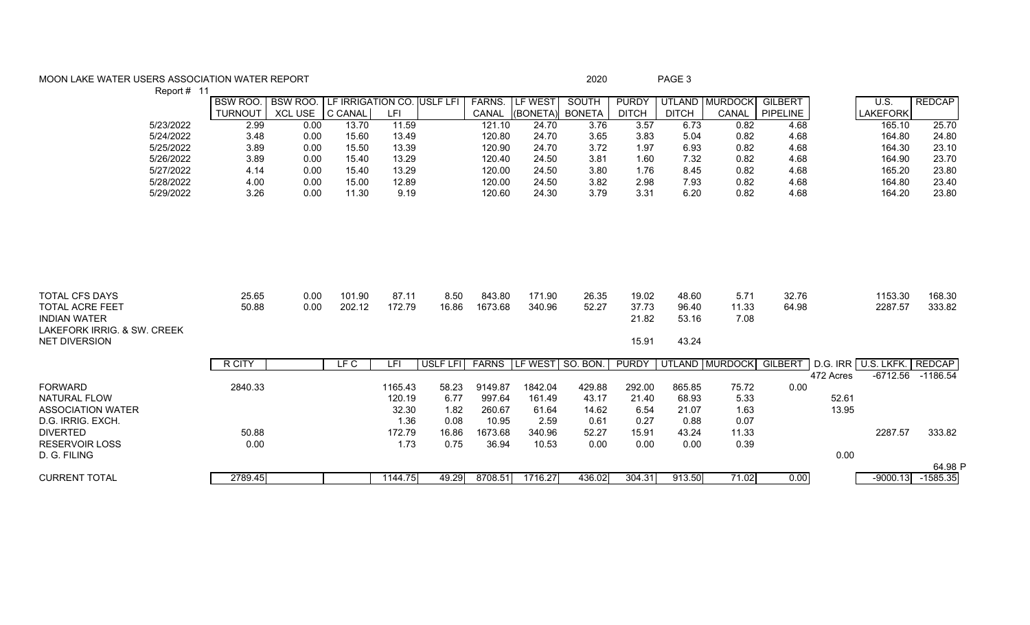MOON LAKE WATER USERS ASSOCIATION WATER REPORT — 2020 — PAGE 3

Report # 11

| | BSW ROO. TURNOUT | BSW ROO. XCL USE | LF IRRIGATION CO. C CANAL | LFI | USLF LFI | FARNS. CANAL | LF WEST (BONETA) | SOUTH BONETA | PURDY DITCH | UTLAND DITCH | MURDOCK CANAL | GILBERT PIPELINE | | U.S. LAKEFORK | REDCAP |
|---|---|---|---|---|---|---|---|---|---|---|---|---|---|---|---|
| 5/23/2022 | 2.99 | 0.00 | 13.70 | 11.59 | | 121.10 | 24.70 | 3.76 | 3.57 | 6.73 | 0.82 | 4.68 | | 165.10 | 25.70 |
| 5/24/2022 | 3.48 | 0.00 | 15.60 | 13.49 | | 120.80 | 24.70 | 3.65 | 3.83 | 5.04 | 0.82 | 4.68 | | 164.80 | 24.80 |
| 5/25/2022 | 3.89 | 0.00 | 15.50 | 13.39 | | 120.90 | 24.70 | 3.72 | 1.97 | 6.93 | 0.82 | 4.68 | | 164.30 | 23.10 |
| 5/26/2022 | 3.89 | 0.00 | 15.40 | 13.29 | | 120.40 | 24.50 | 3.81 | 1.60 | 7.32 | 0.82 | 4.68 | | 164.90 | 23.70 |
| 5/27/2022 | 4.14 | 0.00 | 15.40 | 13.29 | | 120.00 | 24.50 | 3.80 | 1.76 | 8.45 | 0.82 | 4.68 | | 165.20 | 23.80 |
| 5/28/2022 | 4.00 | 0.00 | 15.00 | 12.89 | | 120.00 | 24.50 | 3.82 | 2.98 | 7.93 | 0.82 | 4.68 | | 164.80 | 23.40 |
| 5/29/2022 | 3.26 | 0.00 | 11.30 | 9.19 | | 120.60 | 24.30 | 3.79 | 3.31 | 6.20 | 0.82 | 4.68 | | 164.20 | 23.80 |
| TOTAL CFS DAYS | 25.65 | 0.00 | 101.90 | 87.11 | 8.50 | 843.80 | 171.90 | 26.35 | 19.02 | 48.60 | 5.71 | 32.76 | | 1153.30 | 168.30 |
| TOTAL ACRE FEET | 50.88 | 0.00 | 202.12 | 172.79 | 16.86 | 1673.68 | 340.96 | 52.27 | 37.73 | 96.40 | 11.33 | 64.98 | | 2287.57 | 333.82 |
| INDIAN WATER | | | | | | | | | 21.82 | 53.16 | 7.08 | | | | |
| LAKEFORK IRRIG. & SW. CREEK | | | | | | | | | | | | | | | |
| NET DIVERSION | | | | | | | | | 15.91 | 43.24 | | | | | |

| | R CITY | | LF C | LFI | USLF LFI | FARNS | LF WEST | SO. BON. | PURDY | UTLAND | MURDOCK | GILBERT | D.G. IRR | U.S. LKFK. | REDCAP |
|---|---|---|---|---|---|---|---|---|---|---|---|---|---|---|---|
| | | | | | | | | | | | | | 472 Acres | -6712.56 | -1186.54 |
| FORWARD | 2840.33 | | | 1165.43 | 58.23 | 9149.87 | 1842.04 | 429.88 | 292.00 | 865.85 | 75.72 | 0.00 | | | |
| NATURAL FLOW | | | | 120.19 | 6.77 | 997.64 | 161.49 | 43.17 | 21.40 | 68.93 | 5.33 | | 52.61 | | |
| ASSOCIATION WATER | | | | 32.30 | 1.82 | 260.67 | 61.64 | 14.62 | 6.54 | 21.07 | 1.63 | | 13.95 | | |
| D.G. IRRIG. EXCH. | | | | 1.36 | 0.08 | 10.95 | 2.59 | 0.61 | 0.27 | 0.88 | 0.07 | | | | |
| DIVERTED | 50.88 | | | 172.79 | 16.86 | 1673.68 | 340.96 | 52.27 | 15.91 | 43.24 | 11.33 | | | 2287.57 | 333.82 |
| RESERVOIR LOSS | 0.00 | | | 1.73 | 0.75 | 36.94 | 10.53 | 0.00 | 0.00 | 0.00 | 0.39 | | | | |
| D. G. FILING | | | | | | | | | | | | | 0.00 | | |
| | | | | | | | | | | | | | | | 64.98 P |
| CURRENT TOTAL | 2789.45 | | | 1144.75 | 49.29 | 8708.51 | 1716.27 | 436.02 | 304.31 | 913.50 | 71.02 | 0.00 | | -9000.13 | -1585.35 |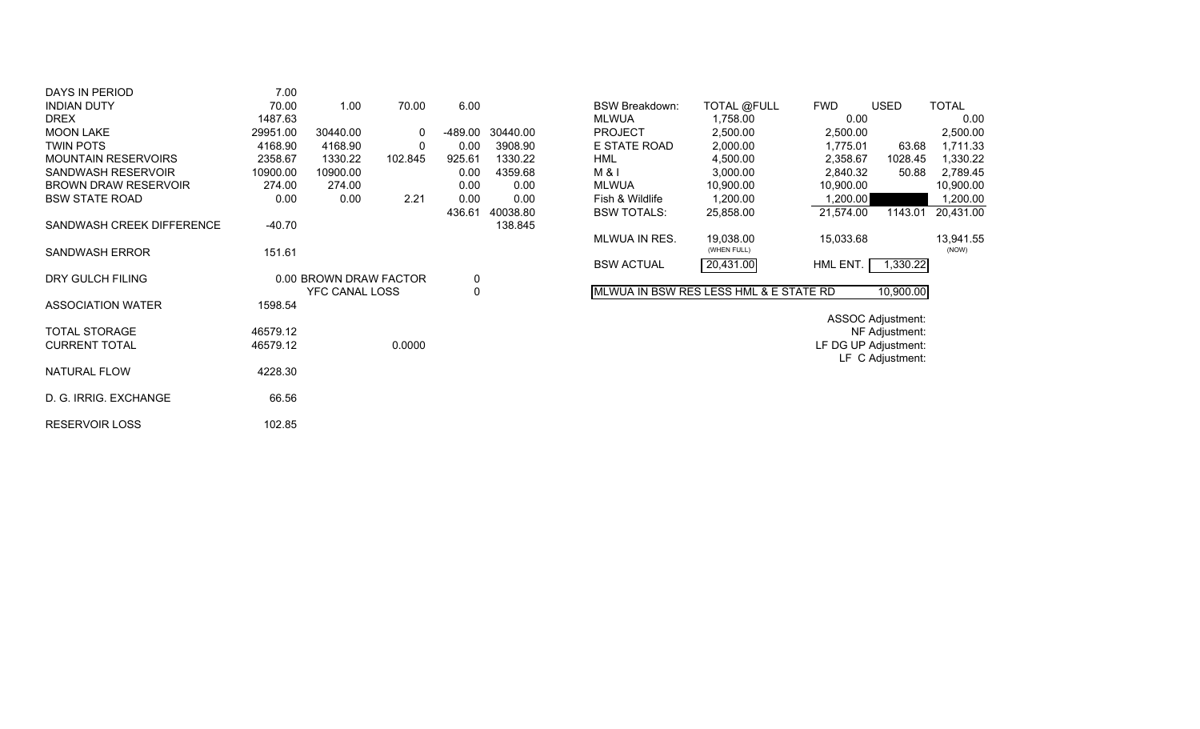| | | | | | |
|---|---|---|---|---|---|
| DAYS IN PERIOD | 7.00 | | | | |
| INDIAN DUTY | 70.00 | 1.00 | 70.00 | 6.00 | |
| DREX | 1487.63 | | | | |
| MOON LAKE | 29951.00 | 30440.00 | 0 | -489.00 | 30440.00 |
| TWIN POTS | 4168.90 | 4168.90 | 0 | 0.00 | 3908.90 |
| MOUNTAIN RESERVOIRS | 2358.67 | 1330.22 | 102.845 | 925.61 | 1330.22 |
| SANDWASH RESERVOIR | 10900.00 | 10900.00 | | 0.00 | 4359.68 |
| BROWN DRAW RESERVOIR | 274.00 | 274.00 | | 0.00 | 0.00 |
| BSW STATE ROAD | 0.00 | 0.00 | 2.21 | 0.00 | 0.00 |
| | | | | 436.61 | 40038.80 |
| SANDWASH CREEK DIFFERENCE | -40.70 | | | | 138.845 |
| SANDWASH ERROR | 151.61 | | | | |
| DRY GULCH FILING | | 0.00 BROWN DRAW FACTOR | | 0 | |
| | | YFC CANAL LOSS | | 0 | |
| ASSOCIATION WATER | 1598.54 | | | | |
| TOTAL STORAGE | 46579.12 | | | | |
| CURRENT TOTAL | 46579.12 | | 0.0000 | | |
| NATURAL FLOW | 4228.30 | | | | |
| D. G. IRRIG. EXCHANGE | 66.56 | | | | |
| RESERVOIR LOSS | 102.85 | | | | |

| BSW Breakdown: | TOTAL @FULL | FWD | USED | TOTAL |
|---|---|---|---|---|
| MLWUA | 1,758.00 | 0.00 | | 0.00 |
| PROJECT | 2,500.00 | 2,500.00 | | 2,500.00 |
| E STATE ROAD | 2,000.00 | 1,775.01 | 63.68 | 1,711.33 |
| HML | 4,500.00 | 2,358.67 | 1028.45 | 1,330.22 |
| M & I | 3,000.00 | 2,840.32 | 50.88 | 2,789.45 |
| MLWUA | 10,900.00 | 10,900.00 | | 10,900.00 |
| Fish & Wildlife | 1,200.00 | 1,200.00 | | 1,200.00 |
| BSW TOTALS: | 25,858.00 | 21,574.00 | 1143.01 | 20,431.00 |
| MLWUA IN RES. | 19,038.00 (WHEN FULL) | 15,033.68 | | 13,941.55 (NOW) |
| BSW ACTUAL | 20,431.00 | HML ENT. | 1,330.22 | |

| | |
|---|---|
| MLWUA IN BSW RES LESS HML & E STATE RD | 10,900.00 |

ASSOC Adjustment:
NF Adjustment:
LF DG UP Adjustment:
LF C Adjustment: